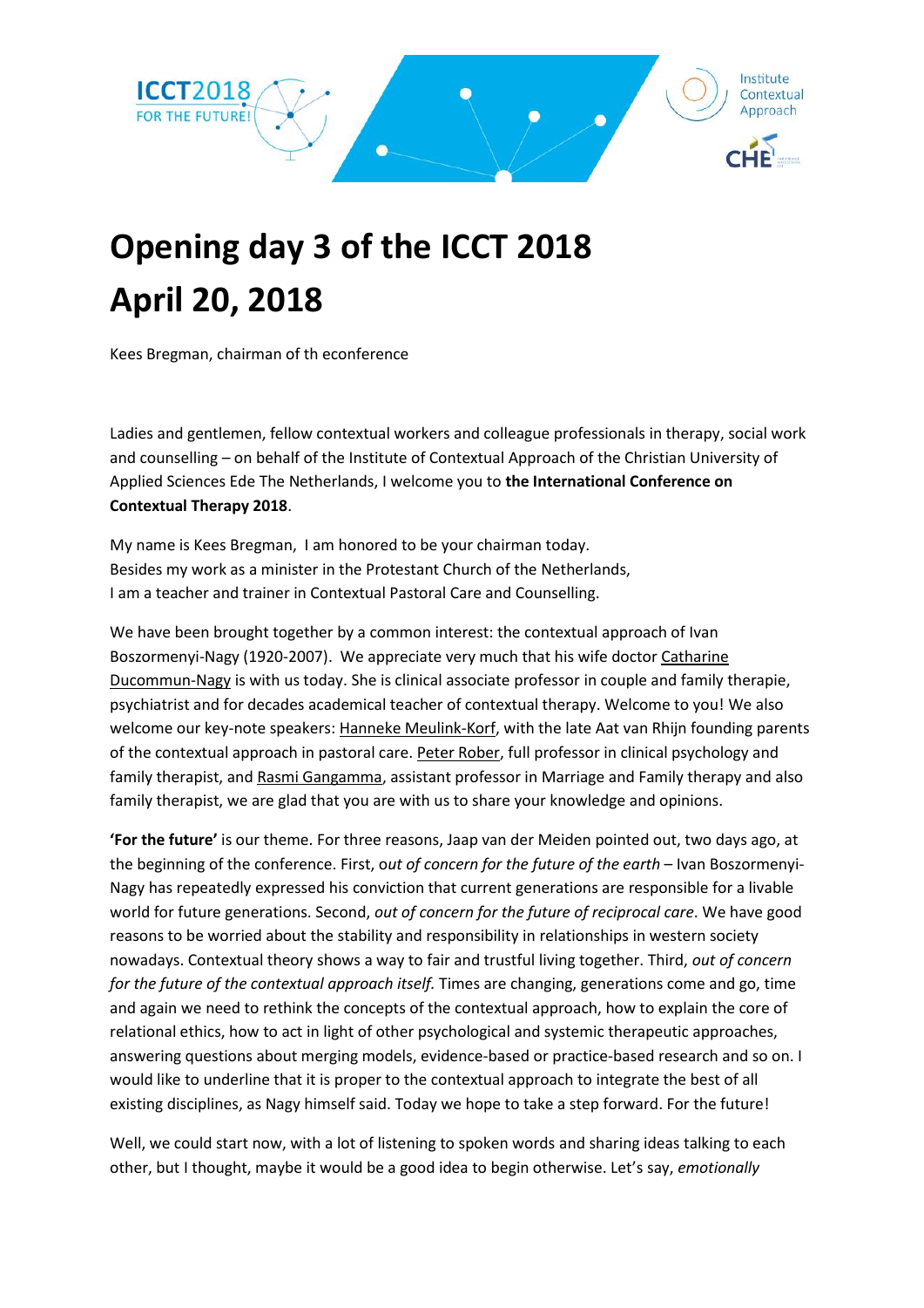ICCT2018 FOR THE FUTURE!

Institute Contextual Approach

CHE

# Opening day 3 of the ICCT 2018
# April 20, 2018

Kees Bregman, chairman of th econference

Ladies and gentlemen, fellow contextual workers and colleague professionals in therapy, social work and counselling – on behalf of the Institute of Contextual Approach of the Christian University of Applied Sciences Ede The Netherlands, I welcome you to **the International Conference on Contextual Therapy 2018**.

My name is Kees Bregman, I am honored to be your chairman today.
Besides my work as a minister in the Protestant Church of the Netherlands,
I am a teacher and trainer in Contextual Pastoral Care and Counselling.

We have been brought together by a common interest: the contextual approach of Ivan Boszormenyi-Nagy (1920-2007). We appreciate very much that his wife doctor Catharine Ducommun-Nagy is with us today. She is clinical associate professor in couple and family therapie, psychiatrist and for decades academical teacher of contextual therapy. Welcome to you! We also welcome our key-note speakers: Hanneke Meulink-Korf, with the late Aat van Rhijn founding parents of the contextual approach in pastoral care. Peter Rober, full professor in clinical psychology and family therapist, and Rasmi Gangamma, assistant professor in Marriage and Family therapy and also family therapist, we are glad that you are with us to share your knowledge and opinions.

**'For the future'** is our theme. For three reasons, Jaap van der Meiden pointed out, two days ago, at the beginning of the conference. First, o*ut of concern for the future of the earth* – Ivan Boszormenyi-Nagy has repeatedly expressed his conviction that current generations are responsible for a livable world for future generations. Second, *out of concern for the future of reciprocal care*. We have good reasons to be worried about the stability and responsibility in relationships in western society nowadays. Contextual theory shows a way to fair and trustful living together. Third, *out of concern for the future of the contextual approach itself.* Times are changing, generations come and go, time and again we need to rethink the concepts of the contextual approach, how to explain the core of relational ethics, how to act in light of other psychological and systemic therapeutic approaches, answering questions about merging models, evidence-based or practice-based research and so on. I would like to underline that it is proper to the contextual approach to integrate the best of all existing disciplines, as Nagy himself said. Today we hope to take a step forward. For the future!

Well, we could start now, with a lot of listening to spoken words and sharing ideas talking to each other, but I thought, maybe it would be a good idea to begin otherwise. Let's say, *emotionally*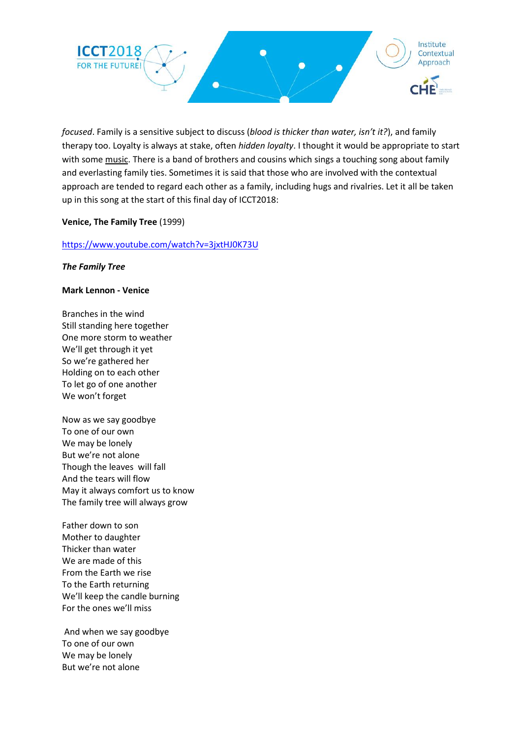*focused*. Family is a sensitive subject to discuss (*blood is thicker than water, isn't it?*), and family therapy too. Loyalty is always at stake, often *hidden loyalty*. I thought it would be appropriate to start with some music. There is a band of brothers and cousins which sings a touching song about family and everlasting family ties. Sometimes it is said that those who are involved with the contextual approach are tended to regard each other as a family, including hugs and rivalries. Let it all be taken up in this song at the start of this final day of ICCT2018:

**Venice, The Family Tree** (1999)

https://www.youtube.com/watch?v=3jxtHJ0K73U

***The Family Tree***

**Mark Lennon - Venice**

Branches in the wind
Still standing here together
One more storm to weather
We'll get through it yet
So we're gathered her
Holding on to each other
To let go of one another
We won't forget

Now as we say goodbye
To one of our own
We may be lonely
But we're not alone
Though the leaves will fall
And the tears will flow
May it always comfort us to know
The family tree will always grow

Father down to son
Mother to daughter
Thicker than water
We are made of this
From the Earth we rise
To the Earth returning
We'll keep the candle burning
For the ones we'll miss

And when we say goodbye
To one of our own
We may be lonely
But we're not alone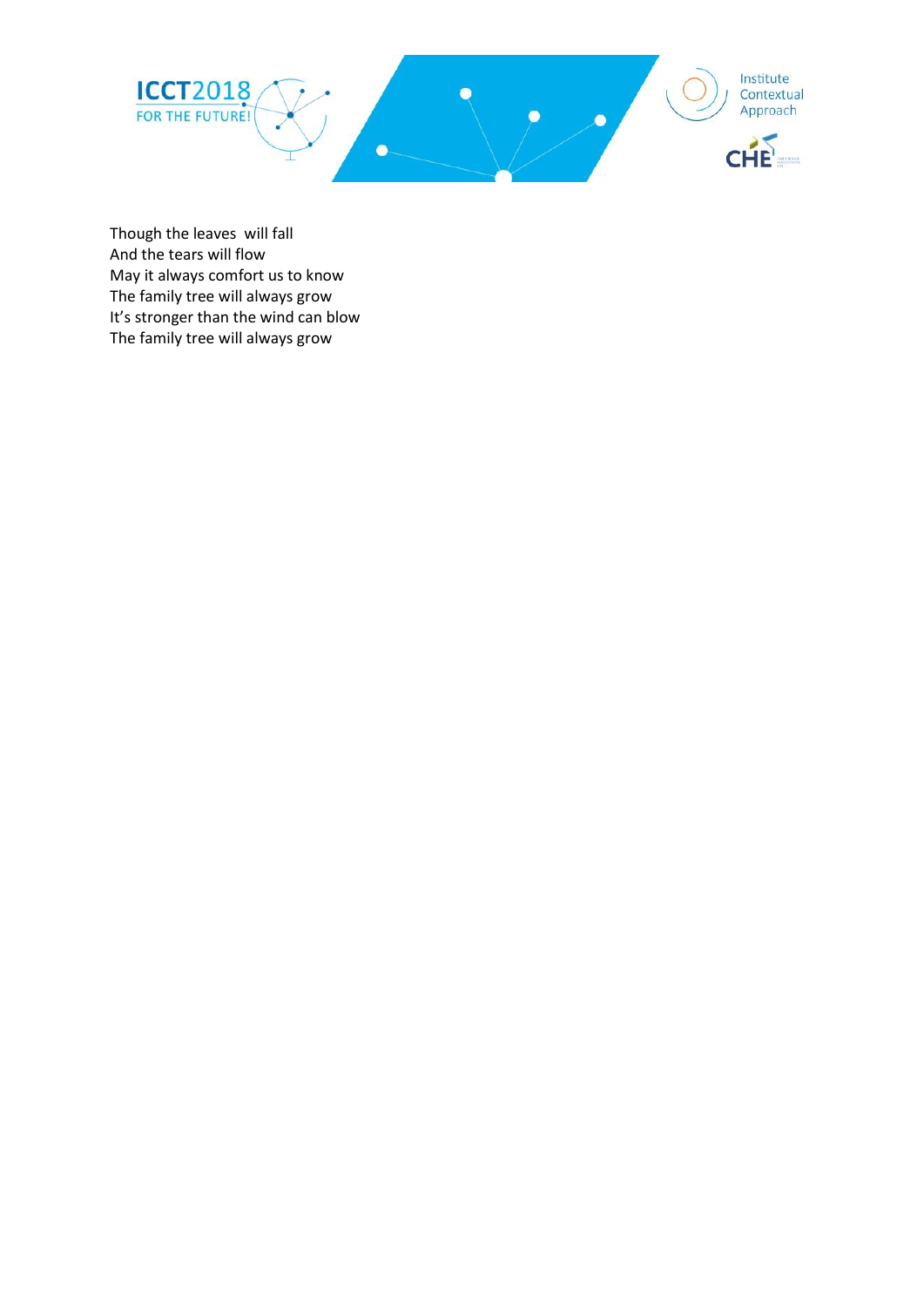Though the leaves will fall
And the tears will flow
May it always comfort us to know
The family tree will always grow
It's stronger than the wind can blow
The family tree will always grow